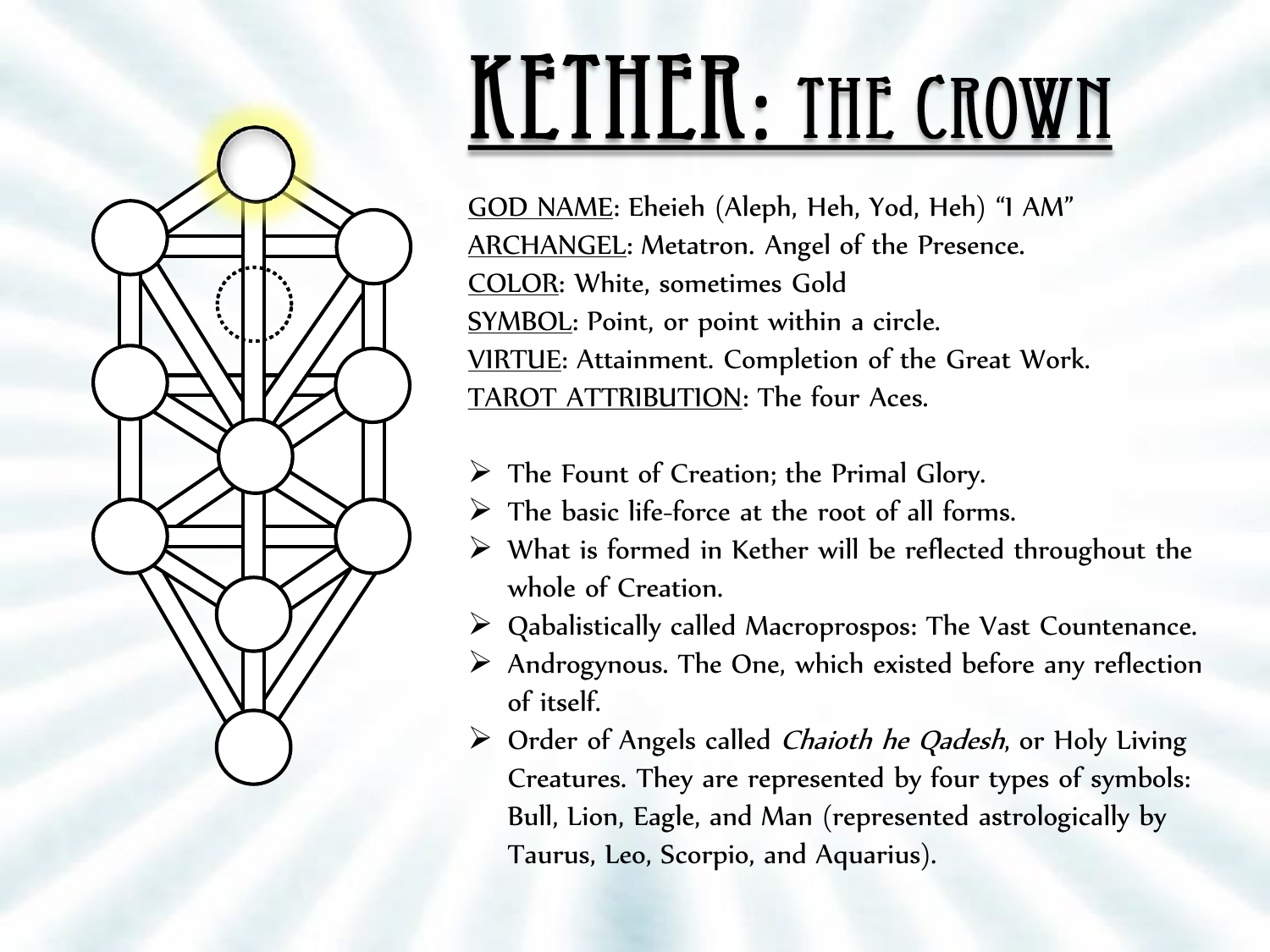# KETHER: THE CROWN

<u>GOD NAME</u>: Eheieh (Aleph, Heh, Yod, Heh) "I AM"
<u>ARCHANGEL</u>: Metatron. Angel of the Presence.
<u>COLOR</u>: White, sometimes Gold
<u>SYMBOL</u>: Point, or point within a circle.
<u>VIRTUE</u>: Attainment. Completion of the Great Work.
<u>TAROT ATTRIBUTION</u>: The four Aces.

- The Fount of Creation; the Primal Glory.
- The basic life-force at the root of all forms.
- What is formed in Kether will be reflected throughout the whole of Creation.
- Qabalistically called Macroprospos: The Vast Countenance.
- Androgynous. The One, which existed before any reflection of itself.
- Order of Angels called *Chaioth he Qadesh*, or Holy Living Creatures. They are represented by four types of symbols: Bull, Lion, Eagle, and Man (represented astrologically by Taurus, Leo, Scorpio, and Aquarius).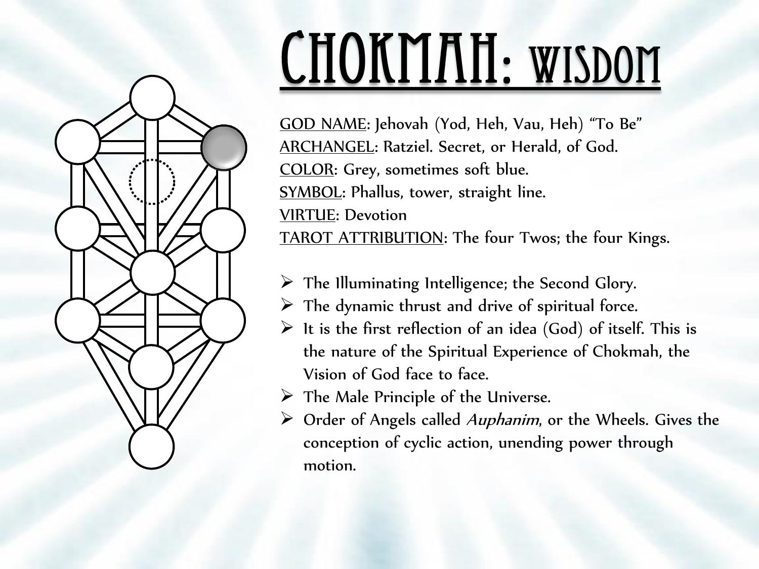# Chokmah: Wisdom

GOD NAME: Jehovah (Yod, Heh, Vau, Heh) "To Be"
ARCHANGEL: Ratziel. Secret, or Herald, of God.
COLOR: Grey, sometimes soft blue.
SYMBOL: Phallus, tower, straight line.
VIRTUE: Devotion
TAROT ATTRIBUTION: The four Twos; the four Kings.

- The Illuminating Intelligence; the Second Glory.
- The dynamic thrust and drive of spiritual force.
- It is the first reflection of an idea (God) of itself. This is the nature of the Spiritual Experience of Chokmah, the Vision of God face to face.
- The Male Principle of the Universe.
- Order of Angels called *Auphanim*, or the Wheels. Gives the conception of cyclic action, unending power through motion.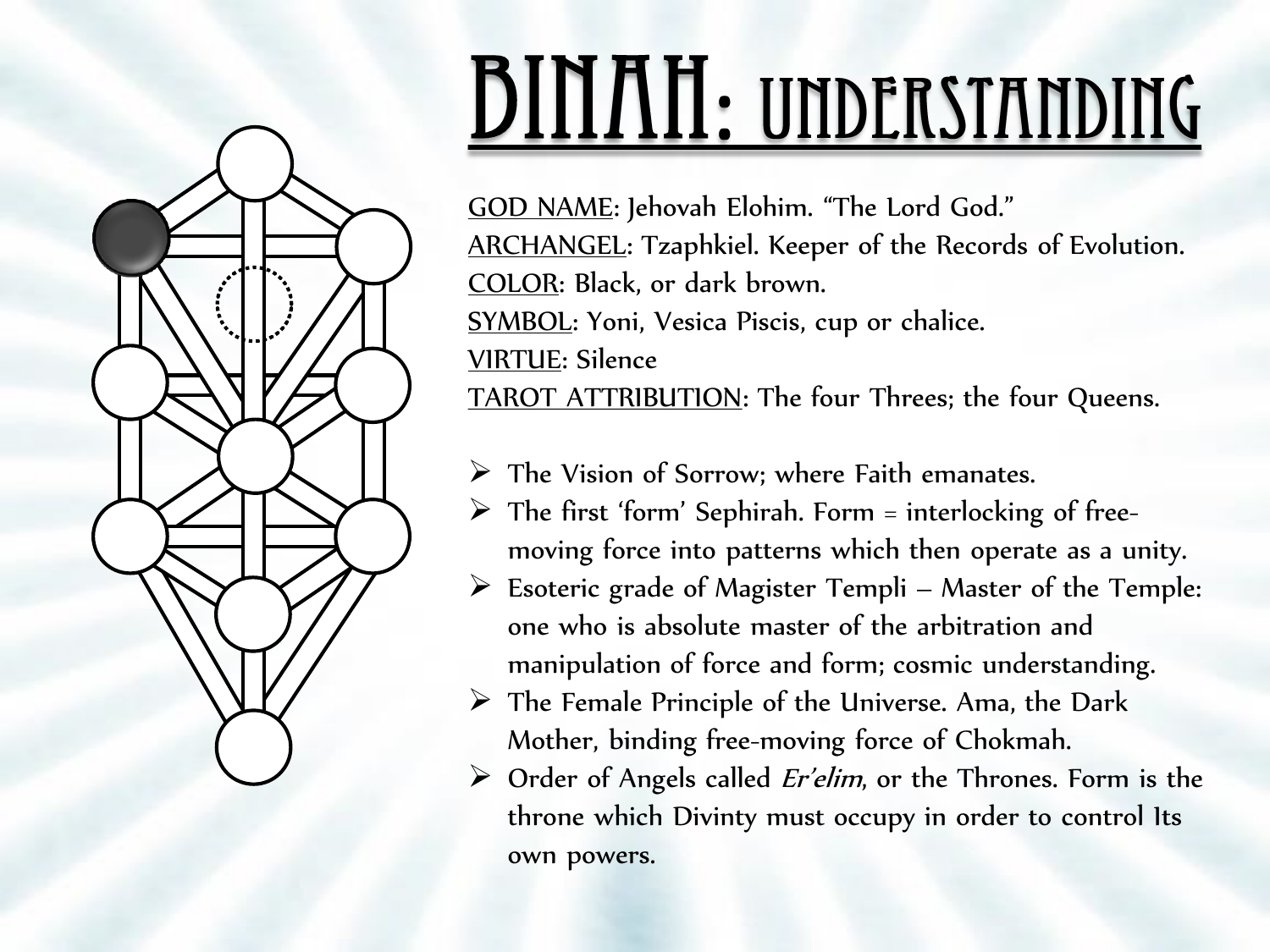# BINAH: UNDERSTANDING

GOD NAME: Jehovah Elohim. "The Lord God."
ARCHANGEL: Tzaphkiel. Keeper of the Records of Evolution.
COLOR: Black, or dark brown.
SYMBOL: Yoni, Vesica Piscis, cup or chalice.
VIRTUE: Silence
TAROT ATTRIBUTION: The four Threes; the four Queens.

- The Vision of Sorrow; where Faith emanates.
- The first 'form' Sephirah. Form = interlocking of free-moving force into patterns which then operate as a unity.
- Esoteric grade of Magister Templi – Master of the Temple: one who is absolute master of the arbitration and manipulation of force and form; cosmic understanding.
- The Female Principle of the Universe. Ama, the Dark Mother, binding free-moving force of Chokmah.
- Order of Angels called *Er'elim*, or the Thrones. Form is the throne which Divinty must occupy in order to control Its own powers.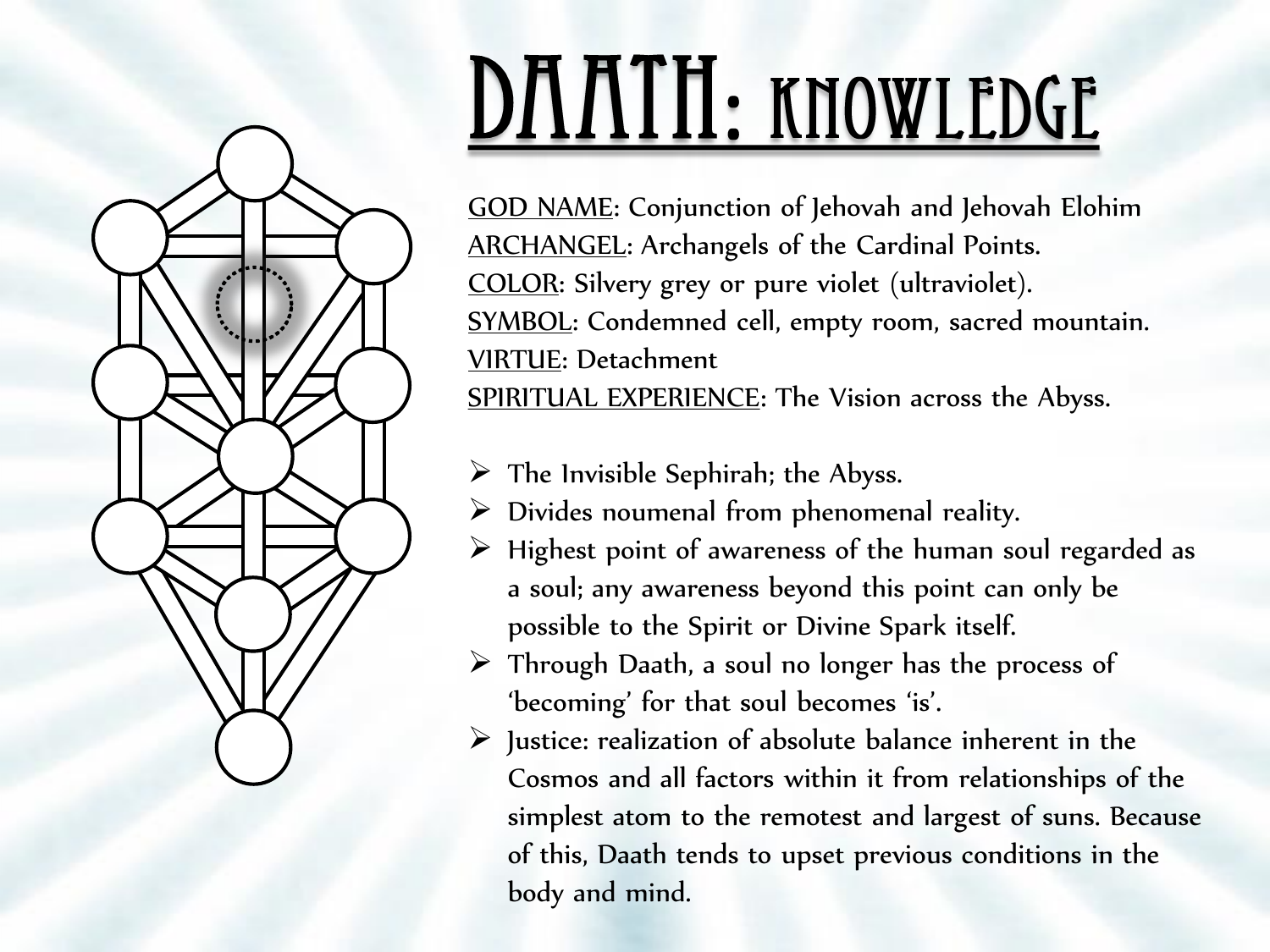# DAATH: KNOWLEDGE

<u>GOD NAME</u>: Conjunction of Jehovah and Jehovah Elohim
<u>ARCHANGEL</u>: Archangels of the Cardinal Points.
<u>COLOR</u>: Silvery grey or pure violet (ultraviolet).
<u>SYMBOL</u>: Condemned cell, empty room, sacred mountain.
<u>VIRTUE</u>: Detachment
<u>SPIRITUAL EXPERIENCE</u>: The Vision across the Abyss.

- The Invisible Sephirah; the Abyss.
- Divides noumenal from phenomenal reality.
- Highest point of awareness of the human soul regarded as a soul; any awareness beyond this point can only be possible to the Spirit or Divine Spark itself.
- Through Daath, a soul no longer has the process of 'becoming' for that soul becomes 'is'.
- Justice: realization of absolute balance inherent in the Cosmos and all factors within it from relationships of the simplest atom to the remotest and largest of suns. Because of this, Daath tends to upset previous conditions in the body and mind.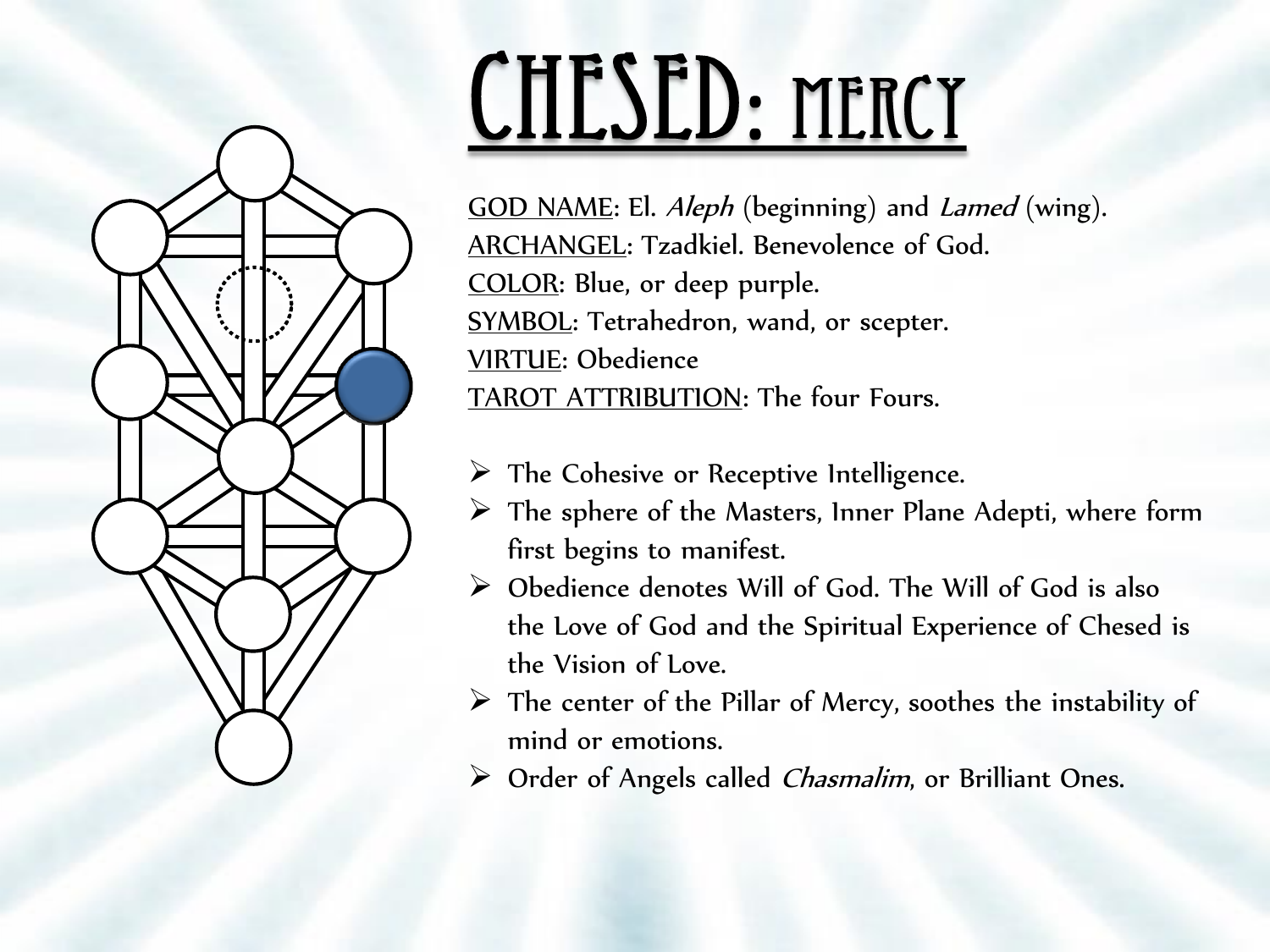# CHESED: MERCY

<u>GOD NAME</u>: El. *Aleph* (beginning) and *Lamed* (wing).
<u>ARCHANGEL</u>: Tzadkiel. Benevolence of God.
<u>COLOR</u>: Blue, or deep purple.
<u>SYMBOL</u>: Tetrahedron, wand, or scepter.
<u>VIRTUE</u>: Obedience
<u>TAROT ATTRIBUTION</u>: The four Fours.

- The Cohesive or Receptive Intelligence.
- The sphere of the Masters, Inner Plane Adepti, where form first begins to manifest.
- Obedience denotes Will of God. The Will of God is also the Love of God and the Spiritual Experience of Chesed is the Vision of Love.
- The center of the Pillar of Mercy, soothes the instability of mind or emotions.
- Order of Angels called *Chasmalim*, or Brilliant Ones.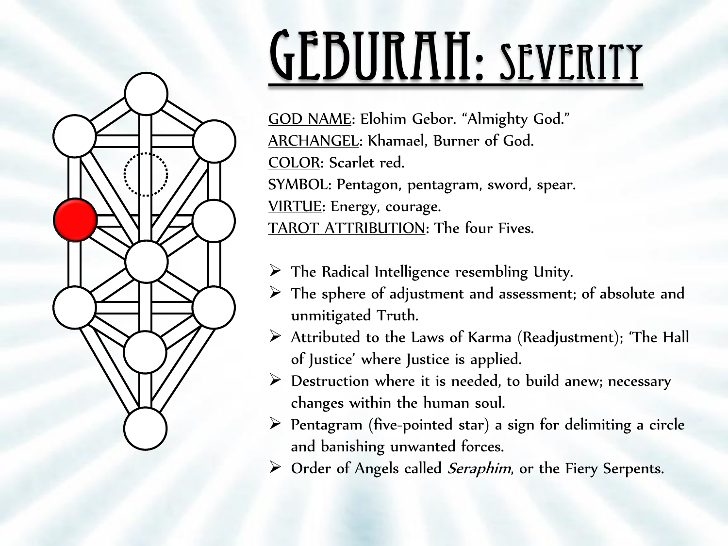# GEBURAH: SEVERITY

GOD NAME: Elohim Gebor. “Almighty God.”
ARCHANGEL: Khamael, Burner of God.
COLOR: Scarlet red.
SYMBOL: Pentagon, pentagram, sword, spear.
VIRTUE: Energy, courage.
TAROT ATTRIBUTION: The four Fives.

- The Radical Intelligence resembling Unity.
- The sphere of adjustment and assessment; of absolute and unmitigated Truth.
- Attributed to the Laws of Karma (Readjustment); ‘The Hall of Justice’ where Justice is applied.
- Destruction where it is needed, to build anew; necessary changes within the human soul.
- Pentagram (five-pointed star) a sign for delimiting a circle and banishing unwanted forces.
- Order of Angels called *Seraphim*, or the Fiery Serpents.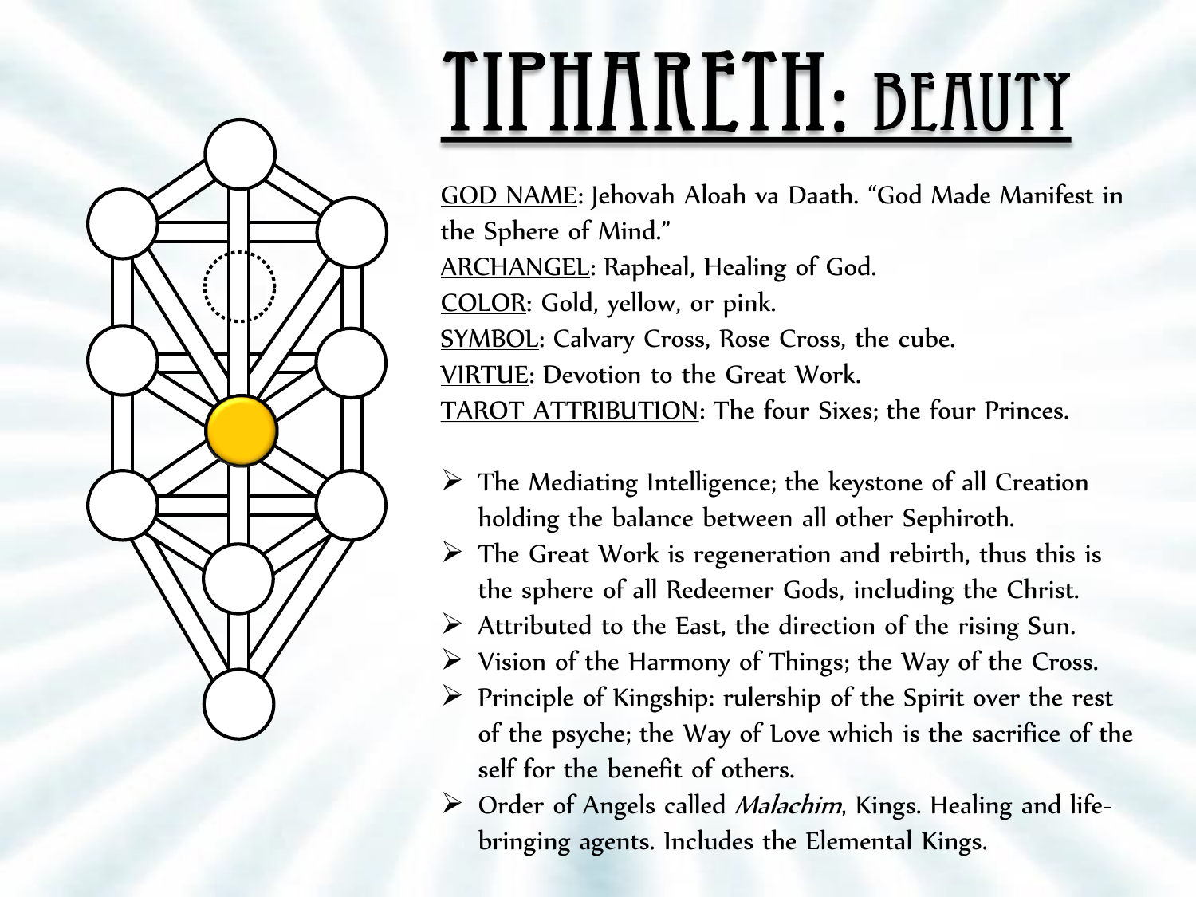# TIPHARETH: BEAUTY

GOD NAME: Jehovah Aloah va Daath. "God Made Manifest in the Sphere of Mind."
ARCHANGEL: Rapheal, Healing of God.
COLOR: Gold, yellow, or pink.
SYMBOL: Calvary Cross, Rose Cross, the cube.
VIRTUE: Devotion to the Great Work.
TAROT ATTRIBUTION: The four Sixes; the four Princes.

- The Mediating Intelligence; the keystone of all Creation holding the balance between all other Sephiroth.
- The Great Work is regeneration and rebirth, thus this is the sphere of all Redeemer Gods, including the Christ.
- Attributed to the East, the direction of the rising Sun.
- Vision of the Harmony of Things; the Way of the Cross.
- Principle of Kingship: rulership of the Spirit over the rest of the psyche; the Way of Love which is the sacrifice of the self for the benefit of others.
- Order of Angels called *Malachim*, Kings. Healing and life-bringing agents. Includes the Elemental Kings.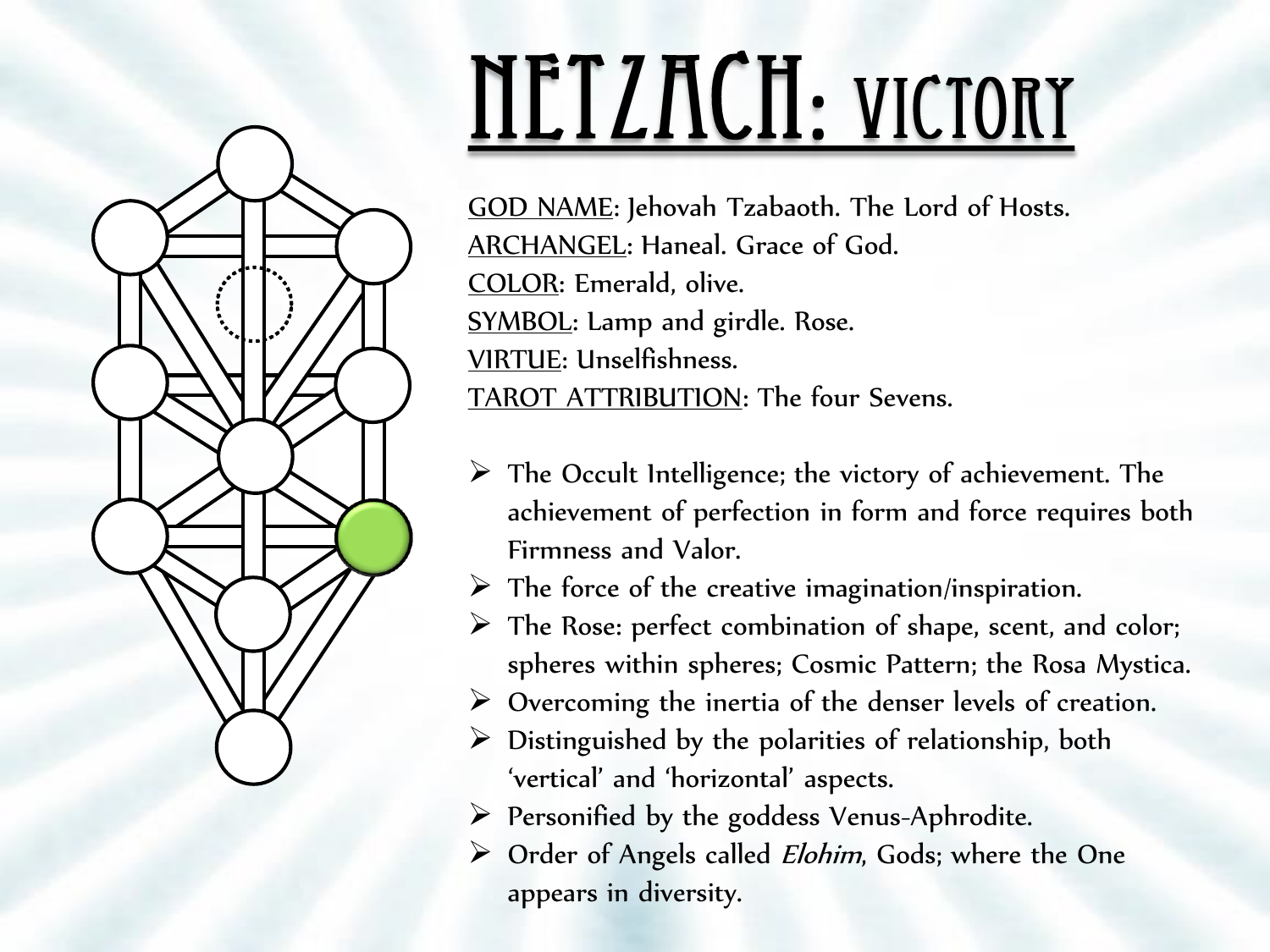# NETZACH: VICTORY

GOD NAME: Jehovah Tzabaoth. The Lord of Hosts.
ARCHANGEL: Haneal. Grace of God.
COLOR: Emerald, olive.
SYMBOL: Lamp and girdle. Rose.
VIRTUE: Unselfishness.
TAROT ATTRIBUTION: The four Sevens.

- The Occult Intelligence; the victory of achievement. The achievement of perfection in form and force requires both Firmness and Valor.
- The force of the creative imagination/inspiration.
- The Rose: perfect combination of shape, scent, and color; spheres within spheres; Cosmic Pattern; the Rosa Mystica.
- Overcoming the inertia of the denser levels of creation.
- Distinguished by the polarities of relationship, both 'vertical' and 'horizontal' aspects.
- Personified by the goddess Venus-Aphrodite.
- Order of Angels called *Elohim*, Gods; where the One appears in diversity.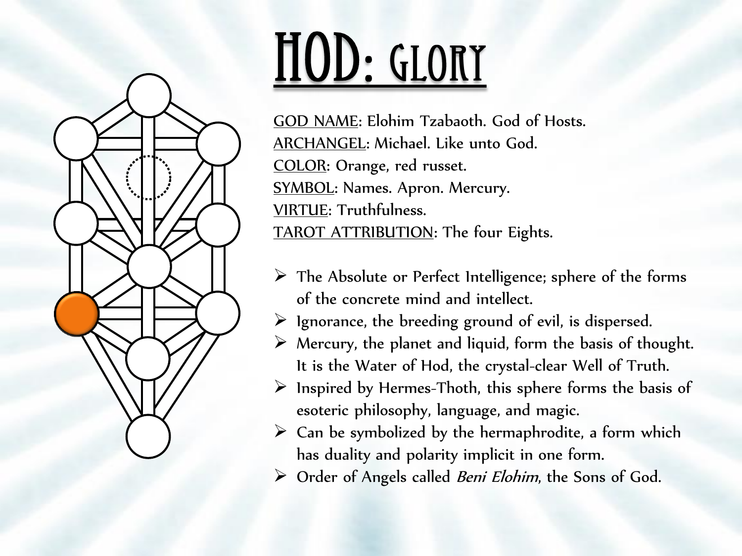# HOD: GLORY

GOD NAME: Elohim Tzabaoth. God of Hosts.
ARCHANGEL: Michael. Like unto God.
COLOR: Orange, red russet.
SYMBOL: Names. Apron. Mercury.
VIRTUE: Truthfulness.
TAROT ATTRIBUTION: The four Eights.

- The Absolute or Perfect Intelligence; sphere of the forms of the concrete mind and intellect.
- Ignorance, the breeding ground of evil, is dispersed.
- Mercury, the planet and liquid, form the basis of thought. It is the Water of Hod, the crystal-clear Well of Truth.
- Inspired by Hermes-Thoth, this sphere forms the basis of esoteric philosophy, language, and magic.
- Can be symbolized by the hermaphrodite, a form which has duality and polarity implicit in one form.
- Order of Angels called *Beni Elohim*, the Sons of God.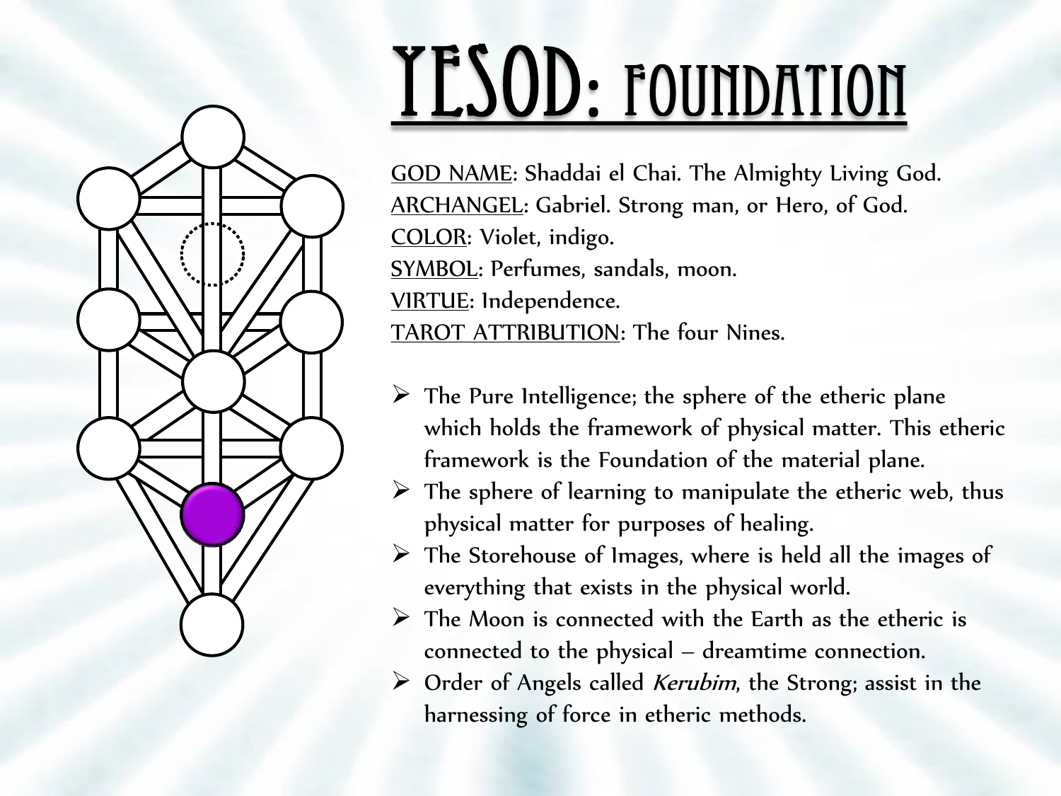# YESOD: FOUNDATION

GOD NAME: Shaddai el Chai. The Almighty Living God.
ARCHANGEL: Gabriel. Strong man, or Hero, of God.
COLOR: Violet, indigo.
SYMBOL: Perfumes, sandals, moon.
VIRTUE: Independence.
TAROT ATTRIBUTION: The four Nines.

- The Pure Intelligence; the sphere of the etheric plane which holds the framework of physical matter. This etheric framework is the Foundation of the material plane.
- The sphere of learning to manipulate the etheric web, thus physical matter for purposes of healing.
- The Storehouse of Images, where is held all the images of everything that exists in the physical world.
- The Moon is connected with the Earth as the etheric is connected to the physical – dreamtime connection.
- Order of Angels called *Kerubim*, the Strong; assist in the harnessing of force in etheric methods.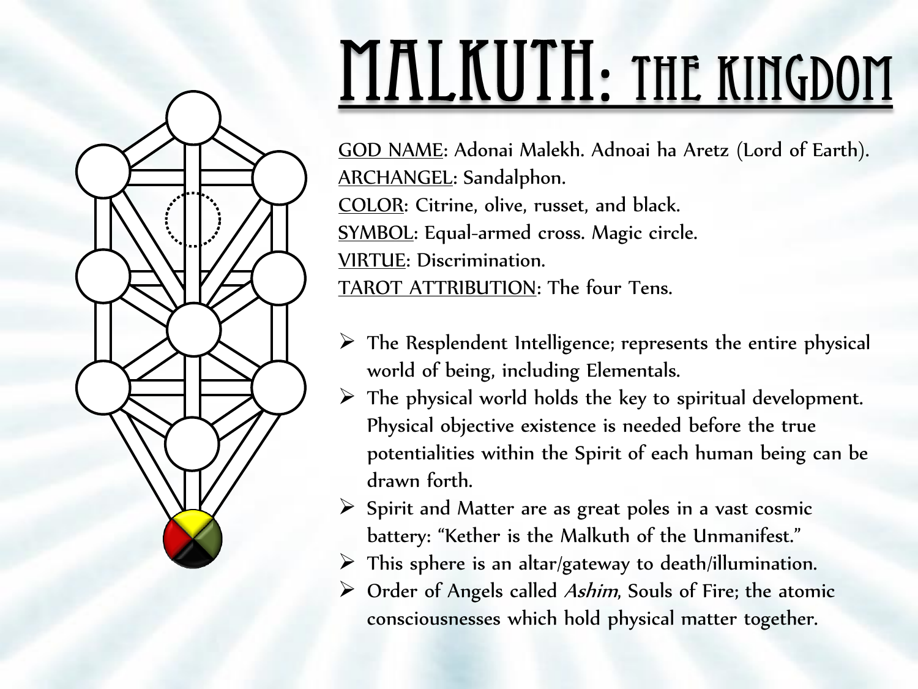# MALKUTH: THE KINGDOM

<u>GOD NAME</u>: Adonai Malekh. Adnoai ha Aretz (Lord of Earth).
<u>ARCHANGEL</u>: Sandalphon.
<u>COLOR</u>: Citrine, olive, russet, and black.
<u>SYMBOL</u>: Equal-armed cross. Magic circle.
<u>VIRTUE</u>: Discrimination.
<u>TAROT ATTRIBUTION</u>: The four Tens.

- The Resplendent Intelligence; represents the entire physical world of being, including Elementals.
- The physical world holds the key to spiritual development. Physical objective existence is needed before the true potentialities within the Spirit of each human being can be drawn forth.
- Spirit and Matter are as great poles in a vast cosmic battery: "Kether is the Malkuth of the Unmanifest."
- This sphere is an altar/gateway to death/illumination.
- Order of Angels called *Ashim*, Souls of Fire; the atomic consciousnesses which hold physical matter together.